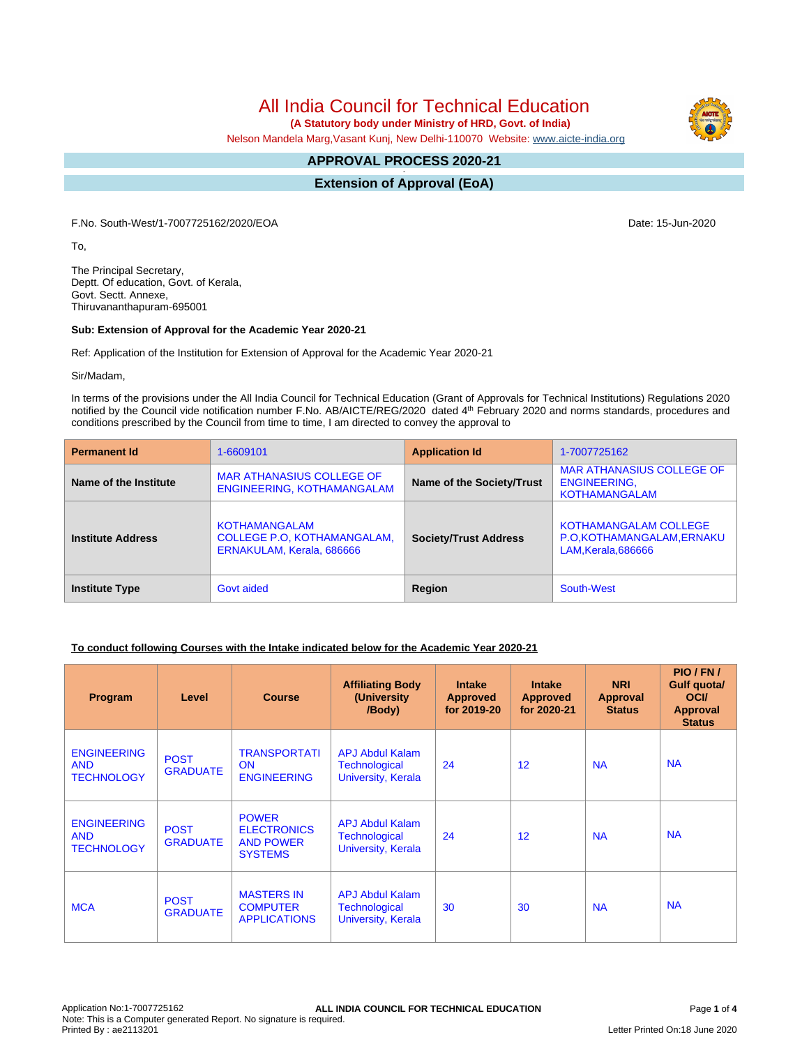# All India Council for Technical Education

**(A Statutory body under Ministry of HRD, Govt. of India)**

Nelson Mandela Marg,Vasant Kunj, New Delhi-110070 Website: www.aicte-india.org

## APPROVAL PROCESS 2020-21

## Extension of Approval (EoA)

F.No. South-West/1-7007725162/2020/EOA

Date: 15-Jun-2020

To,

The Principal Secretary,
Deptt. Of education, Govt. of Kerala,
Govt. Sectt. Annexe,
Thiruvananthapuram-695001

**Sub: Extension of Approval for the Academic Year 2020-21**

Ref: Application of the Institution for Extension of Approval for the Academic Year 2020-21

Sir/Madam,

In terms of the provisions under the All India Council for Technical Education (Grant of Approvals for Technical Institutions) Regulations 2020 notified by the Council vide notification number F.No. AB/AICTE/REG/2020 dated 4th February 2020 and norms standards, procedures and conditions prescribed by the Council from time to time, I am directed to convey the approval to

| **Permanent Id** | 1-6609101 | **Application Id** | 1-7007725162 |
|---|---|---|---|
| **Name of the Institute** | MAR ATHANASIUS COLLEGE OF ENGINEERING, KOTHAMANGALAM | **Name of the Society/Trust** | MAR ATHANASIUS COLLEGE OF ENGINEERING, KOTHAMANGALAM |
| **Institute Address** | KOTHAMANGALAM COLLEGE P.O, KOTHAMANGALAM, ERNAKULAM, Kerala, 686666 | **Society/Trust Address** | KOTHAMANGALAM COLLEGE P.O,KOTHAMANGALAM,ERNAKULAM,Kerala,686666 |
| **Institute Type** | Govt aided | **Region** | South-West |

**To conduct following Courses with the Intake indicated below for the Academic Year 2020-21**

| Program | Level | Course | Affiliating Body (University /Body) | Intake Approved for 2019-20 | Intake Approved for 2020-21 | NRI Approval Status | PIO / FN / Gulf quota/ OCI/ Approval Status |
|---|---|---|---|---|---|---|---|
| ENGINEERING AND TECHNOLOGY | POST GRADUATE | TRANSPORTATION ENGINEERING | APJ Abdul Kalam Technological University, Kerala | 24 | 12 | NA | NA |
| ENGINEERING AND TECHNOLOGY | POST GRADUATE | POWER ELECTRONICS AND POWER SYSTEMS | APJ Abdul Kalam Technological University, Kerala | 24 | 12 | NA | NA |
| MCA | POST GRADUATE | MASTERS IN COMPUTER APPLICATIONS | APJ Abdul Kalam Technological University, Kerala | 30 | 30 | NA | NA |

Application No:1-7007725162
Note: This is a Computer generated Report. No signature is required.
Printed By : ae2113201

Letter Printed On:18 June 2020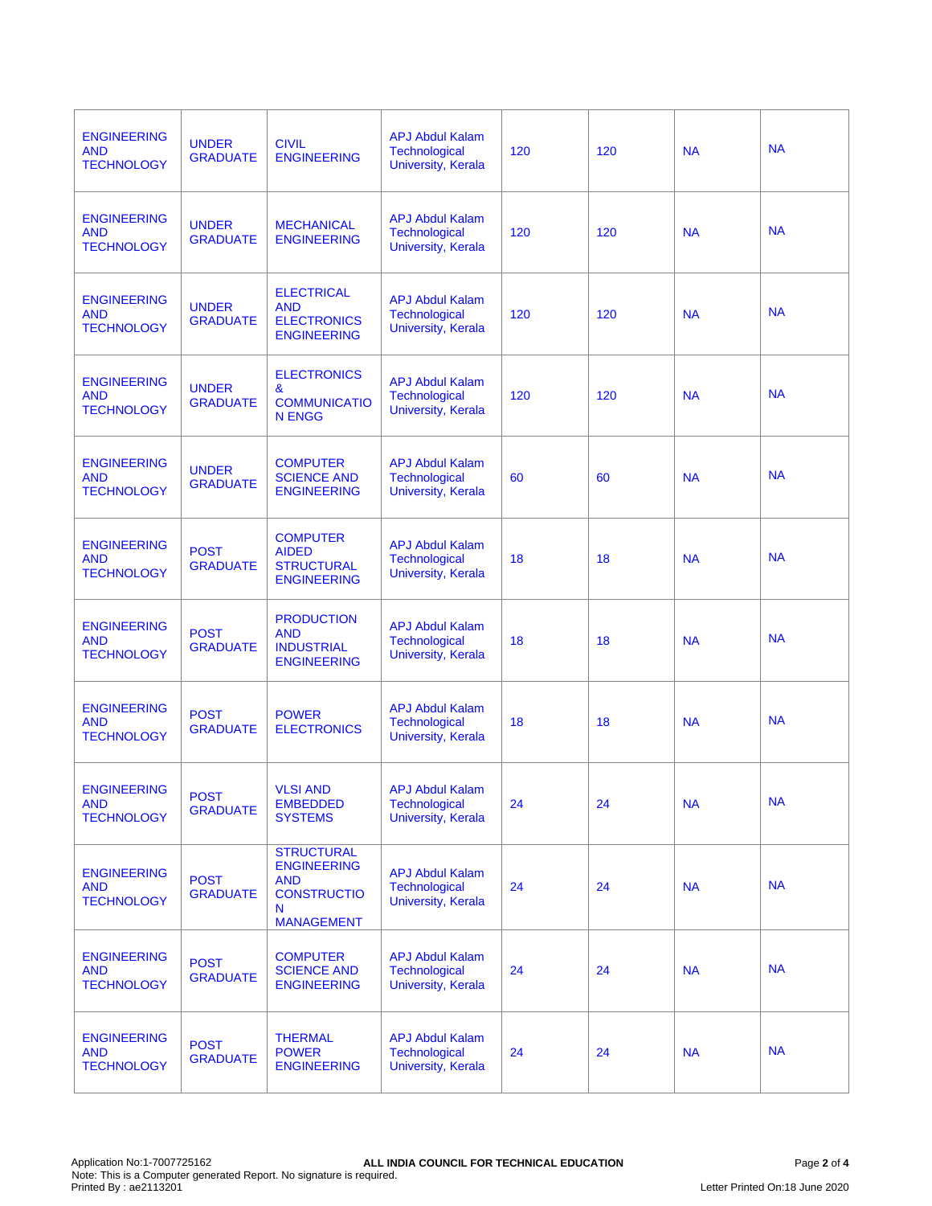| | | | | | | | |
|---|---|---|---|---|---|---|---|
| ENGINEERING AND TECHNOLOGY | UNDER GRADUATE | CIVIL ENGINEERING | APJ Abdul Kalam Technological University, Kerala | 120 | 120 | NA | NA |
| ENGINEERING AND TECHNOLOGY | UNDER GRADUATE | MECHANICAL ENGINEERING | APJ Abdul Kalam Technological University, Kerala | 120 | 120 | NA | NA |
| ENGINEERING AND TECHNOLOGY | UNDER GRADUATE | ELECTRICAL AND ELECTRONICS ENGINEERING | APJ Abdul Kalam Technological University, Kerala | 120 | 120 | NA | NA |
| ENGINEERING AND TECHNOLOGY | UNDER GRADUATE | ELECTRONICS & COMMUNICATION ENGG | APJ Abdul Kalam Technological University, Kerala | 120 | 120 | NA | NA |
| ENGINEERING AND TECHNOLOGY | UNDER GRADUATE | COMPUTER SCIENCE AND ENGINEERING | APJ Abdul Kalam Technological University, Kerala | 60 | 60 | NA | NA |
| ENGINEERING AND TECHNOLOGY | POST GRADUATE | COMPUTER AIDED STRUCTURAL ENGINEERING | APJ Abdul Kalam Technological University, Kerala | 18 | 18 | NA | NA |
| ENGINEERING AND TECHNOLOGY | POST GRADUATE | PRODUCTION AND INDUSTRIAL ENGINEERING | APJ Abdul Kalam Technological University, Kerala | 18 | 18 | NA | NA |
| ENGINEERING AND TECHNOLOGY | POST GRADUATE | POWER ELECTRONICS | APJ Abdul Kalam Technological University, Kerala | 18 | 18 | NA | NA |
| ENGINEERING AND TECHNOLOGY | POST GRADUATE | VLSI AND EMBEDDED SYSTEMS | APJ Abdul Kalam Technological University, Kerala | 24 | 24 | NA | NA |
| ENGINEERING AND TECHNOLOGY | POST GRADUATE | STRUCTURAL ENGINEERING AND CONSTRUCTION MANAGEMENT | APJ Abdul Kalam Technological University, Kerala | 24 | 24 | NA | NA |
| ENGINEERING AND TECHNOLOGY | POST GRADUATE | COMPUTER SCIENCE AND ENGINEERING | APJ Abdul Kalam Technological University, Kerala | 24 | 24 | NA | NA |
| ENGINEERING AND TECHNOLOGY | POST GRADUATE | THERMAL POWER ENGINEERING | APJ Abdul Kalam Technological University, Kerala | 24 | 24 | NA | NA |

Application No:1-7007725162
Note: This is a Computer generated Report. No signature is required.
Printed By : ae2113201

**ALL INDIA COUNCIL FOR TECHNICAL EDUCATION**

Letter Printed On:18 June 2020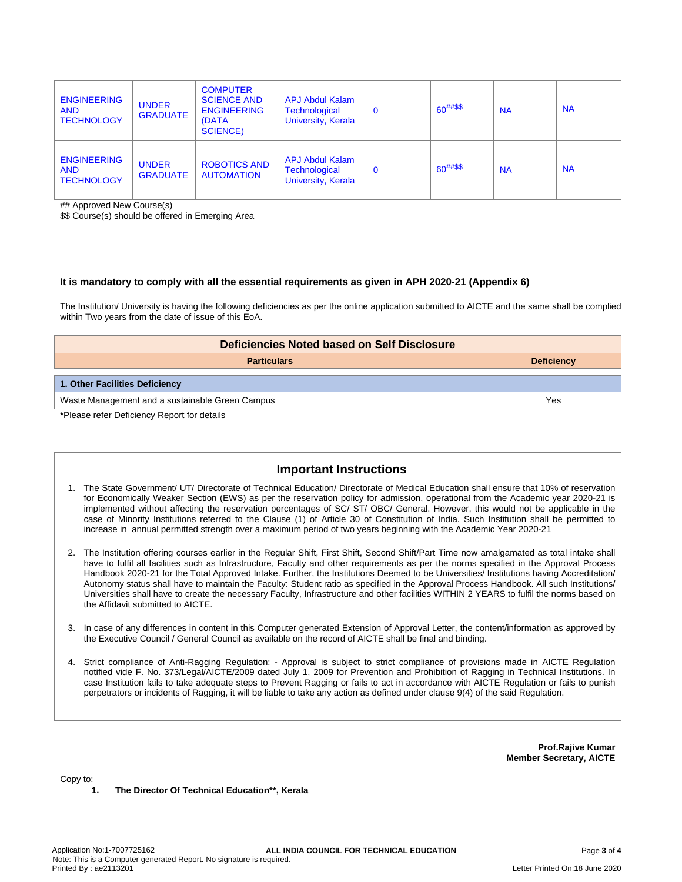| ENGINEERING AND TECHNOLOGY | UNDER GRADUATE | COMPUTER SCIENCE AND ENGINEERING (DATA SCIENCE) | APJ Abdul Kalam Technological University, Kerala | 0 | 60##$$ | NA | NA |
|---|---|---|---|---|---|---|---|
| ENGINEERING AND TECHNOLOGY | UNDER GRADUATE | ROBOTICS AND AUTOMATION | APJ Abdul Kalam Technological University, Kerala | 0 | 60##$$ | NA | NA |

## Approved New Course(s)
$$ Course(s) should be offered in Emerging Area

**It is mandatory to comply with all the essential requirements as given in APH 2020-21 (Appendix 6)**

The Institution/ University is having the following deficiencies as per the online application submitted to AICTE and the same shall be complied within Two years from the date of issue of this EoA.

| Deficiencies Noted based on Self Disclosure | |
|---|---|
| **Particulars** | **Deficiency** |
| **1. Other Facilities Deficiency** | |
| Waste Management and a sustainable Green Campus | Yes |

***Please refer Deficiency Report for details**

## Important Instructions

1. The State Government/ UT/ Directorate of Technical Education/ Directorate of Medical Education shall ensure that 10% of reservation for Economically Weaker Section (EWS) as per the reservation policy for admission, operational from the Academic year 2020-21 is implemented without affecting the reservation percentages of SC/ ST/ OBC/ General. However, this would not be applicable in the case of Minority Institutions referred to the Clause (1) of Article 30 of Constitution of India. Such Institution shall be permitted to increase in annual permitted strength over a maximum period of two years beginning with the Academic Year 2020-21
2. The Institution offering courses earlier in the Regular Shift, First Shift, Second Shift/Part Time now amalgamated as total intake shall have to fulfil all facilities such as Infrastructure, Faculty and other requirements as per the norms specified in the Approval Process Handbook 2020-21 for the Total Approved Intake. Further, the Institutions Deemed to be Universities/ Institutions having Accreditation/ Autonomy status shall have to maintain the Faculty: Student ratio as specified in the Approval Process Handbook. All such Institutions/ Universities shall have to create the necessary Faculty, Infrastructure and other facilities WITHIN 2 YEARS to fulfil the norms based on the Affidavit submitted to AICTE.
3. In case of any differences in content in this Computer generated Extension of Approval Letter, the content/information as approved by the Executive Council / General Council as available on the record of AICTE shall be final and binding.
4. Strict compliance of Anti-Ragging Regulation: - Approval is subject to strict compliance of provisions made in AICTE Regulation notified vide F. No. 373/Legal/AICTE/2009 dated July 1, 2009 for Prevention and Prohibition of Ragging in Technical Institutions. In case Institution fails to take adequate steps to Prevent Ragging or fails to act in accordance with AICTE Regulation or fails to punish perpetrators or incidents of Ragging, it will be liable to take any action as defined under clause 9(4) of the said Regulation.

**Prof.Rajive Kumar**
**Member Secretary, AICTE**

Copy to:

1. **The Director Of Technical Education**, Kerala**

Application No:1-7007725162
Note: This is a Computer generated Report. No signature is required.
Printed By : ae2113201
Letter Printed On:18 June 2020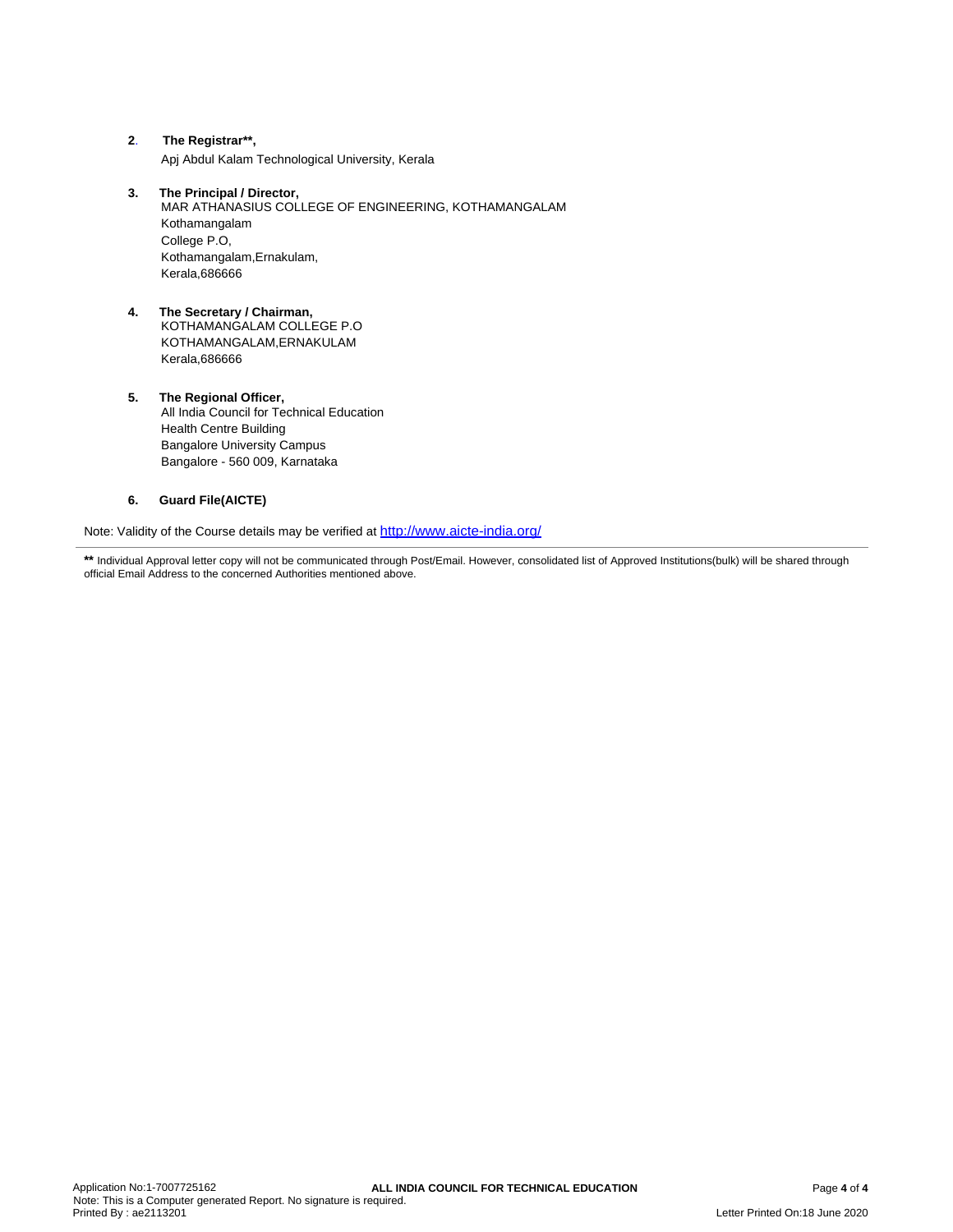2. **The Registrar**,**
   Apj Abdul Kalam Technological University, Kerala

3. **The Principal / Director,**
   MAR ATHANASIUS COLLEGE OF ENGINEERING, KOTHAMANGALAM
   Kothamangalam
   College P.O,
   Kothamangalam,Ernakulam,
   Kerala,686666

4. **The Secretary / Chairman,**
   KOTHAMANGALAM COLLEGE P.O
   KOTHAMANGALAM,ERNAKULAM
   Kerala,686666

5. **The Regional Officer,**
   All India Council for Technical Education
   Health Centre Building
   Bangalore University Campus
   Bangalore - 560 009, Karnataka

6. **Guard File(AICTE)**

Note: Validity of the Course details may be verified at http://www.aicte-india.org/

---

** Individual Approval letter copy will not be communicated through Post/Email. However, consolidated list of Approved Institutions(bulk) will be shared through official Email Address to the concerned Authorities mentioned above.

Application No:1-7007725162

Note: This is a Computer generated Report. No signature is required.

Printed By : ae2113201

Letter Printed On:18 June 2020